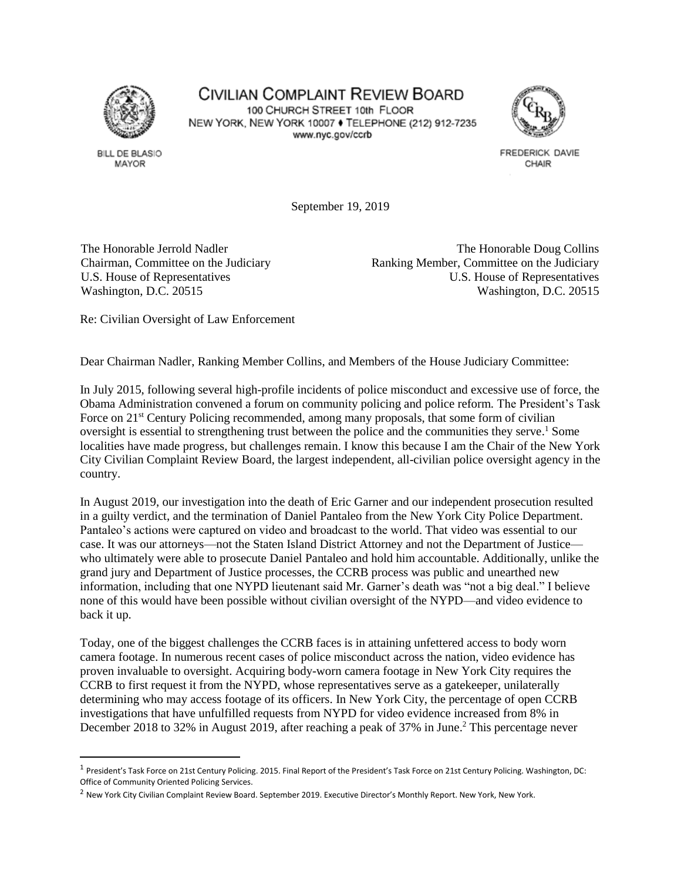# CIVILIAN COMPLAINT REVIEW BOARD

100 CHURCH STREET 10th FLOOR
NEW YORK, NEW YORK 10007 ♦ TELEPHONE (212) 912-7235
www.nyc.gov/ccrb

BILL DE BLASIO
MAYOR

FREDERICK DAVIE
CHAIR

September 19, 2019

The Honorable Jerrold Nadler
Chairman, Committee on the Judiciary
U.S. House of Representatives
Washington, D.C. 20515

The Honorable Doug Collins
Ranking Member, Committee on the Judiciary
U.S. House of Representatives
Washington, D.C. 20515

Re: Civilian Oversight of Law Enforcement

Dear Chairman Nadler, Ranking Member Collins, and Members of the House Judiciary Committee:

In July 2015, following several high-profile incidents of police misconduct and excessive use of force, the Obama Administration convened a forum on community policing and police reform. The President's Task Force on 21st Century Policing recommended, among many proposals, that some form of civilian oversight is essential to strengthening trust between the police and the communities they serve.[1] Some localities have made progress, but challenges remain. I know this because I am the Chair of the New York City Civilian Complaint Review Board, the largest independent, all-civilian police oversight agency in the country.

In August 2019, our investigation into the death of Eric Garner and our independent prosecution resulted in a guilty verdict, and the termination of Daniel Pantaleo from the New York City Police Department. Pantaleo's actions were captured on video and broadcast to the world. That video was essential to our case. It was our attorneys—not the Staten Island District Attorney and not the Department of Justice—who ultimately were able to prosecute Daniel Pantaleo and hold him accountable. Additionally, unlike the grand jury and Department of Justice processes, the CCRB process was public and unearthed new information, including that one NYPD lieutenant said Mr. Garner's death was "not a big deal." I believe none of this would have been possible without civilian oversight of the NYPD—and video evidence to back it up.

Today, one of the biggest challenges the CCRB faces is in attaining unfettered access to body worn camera footage. In numerous recent cases of police misconduct across the nation, video evidence has proven invaluable to oversight. Acquiring body-worn camera footage in New York City requires the CCRB to first request it from the NYPD, whose representatives serve as a gatekeeper, unilaterally determining who may access footage of its officers. In New York City, the percentage of open CCRB investigations that have unfulfilled requests from NYPD for video evidence increased from 8% in December 2018 to 32% in August 2019, after reaching a peak of 37% in June.[2] This percentage never

---

[1] President's Task Force on 21st Century Policing. 2015. Final Report of the President's Task Force on 21st Century Policing. Washington, DC: Office of Community Oriented Policing Services.

[2] New York City Civilian Complaint Review Board. September 2019. Executive Director's Monthly Report. New York, New York.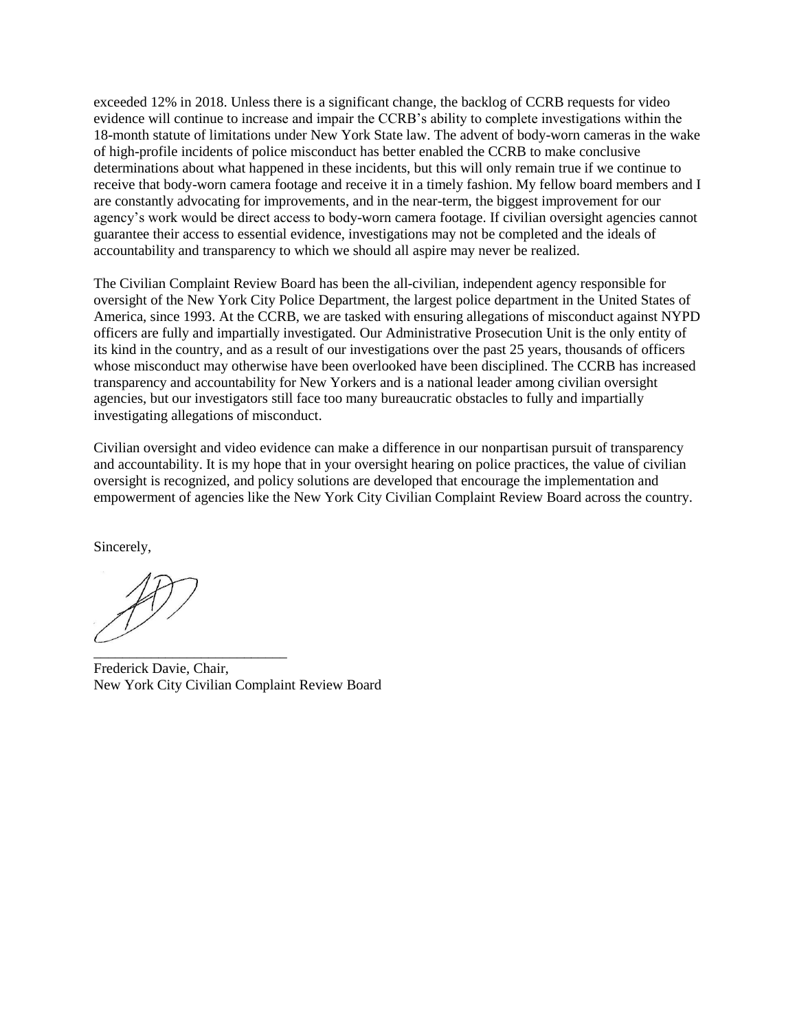exceeded 12% in 2018. Unless there is a significant change, the backlog of CCRB requests for video evidence will continue to increase and impair the CCRB's ability to complete investigations within the 18-month statute of limitations under New York State law. The advent of body-worn cameras in the wake of high-profile incidents of police misconduct has better enabled the CCRB to make conclusive determinations about what happened in these incidents, but this will only remain true if we continue to receive that body-worn camera footage and receive it in a timely fashion. My fellow board members and I are constantly advocating for improvements, and in the near-term, the biggest improvement for our agency's work would be direct access to body-worn camera footage. If civilian oversight agencies cannot guarantee their access to essential evidence, investigations may not be completed and the ideals of accountability and transparency to which we should all aspire may never be realized.

The Civilian Complaint Review Board has been the all-civilian, independent agency responsible for oversight of the New York City Police Department, the largest police department in the United States of America, since 1993. At the CCRB, we are tasked with ensuring allegations of misconduct against NYPD officers are fully and impartially investigated. Our Administrative Prosecution Unit is the only entity of its kind in the country, and as a result of our investigations over the past 25 years, thousands of officers whose misconduct may otherwise have been overlooked have been disciplined. The CCRB has increased transparency and accountability for New Yorkers and is a national leader among civilian oversight agencies, but our investigators still face too many bureaucratic obstacles to fully and impartially investigating allegations of misconduct.

Civilian oversight and video evidence can make a difference in our nonpartisan pursuit of transparency and accountability. It is my hope that in your oversight hearing on police practices, the value of civilian oversight is recognized, and policy solutions are developed that encourage the implementation and empowerment of agencies like the New York City Civilian Complaint Review Board across the country.

Sincerely,

___________________________

Frederick Davie, Chair,
New York City Civilian Complaint Review Board